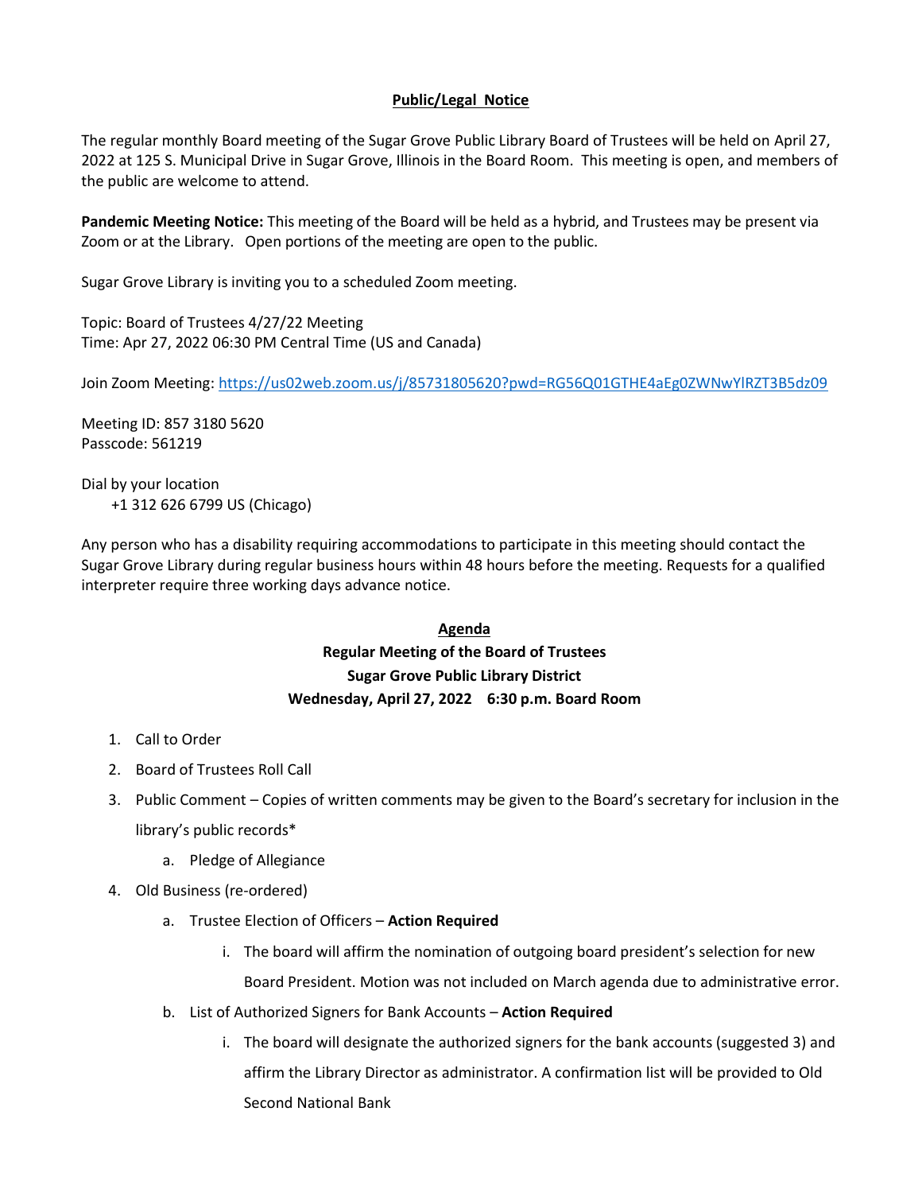## Public/Legal Notice

The regular monthly Board meeting of the Sugar Grove Public Library Board of Trustees will be held on April 27, 2022 at 125 S. Municipal Drive in Sugar Grove, Illinois in the Board Room. This meeting is open, and members of the public are welcome to attend.

**Pandemic Meeting Notice:** This meeting of the Board will be held as a hybrid, and Trustees may be present via Zoom or at the Library. Open portions of the meeting are open to the public.

Sugar Grove Library is inviting you to a scheduled Zoom meeting.

Topic: Board of Trustees 4/27/22 Meeting
Time: Apr 27, 2022 06:30 PM Central Time (US and Canada)

Join Zoom Meeting: https://us02web.zoom.us/j/85731805620?pwd=RG56Q01GTHE4aEg0ZWNwYlRZT3B5dz09

Meeting ID: 857 3180 5620
Passcode: 561219

Dial by your location
+1 312 626 6799 US (Chicago)

Any person who has a disability requiring accommodations to participate in this meeting should contact the Sugar Grove Library during regular business hours within 48 hours before the meeting. Requests for a qualified interpreter require three working days advance notice.

## Agenda

**Regular Meeting of the Board of Trustees**
**Sugar Grove Public Library District**
**Wednesday, April 27, 2022 6:30 p.m. Board Room**

1. Call to Order
2. Board of Trustees Roll Call
3. Public Comment – Copies of written comments may be given to the Board's secretary for inclusion in the library's public records*
   a. Pledge of Allegiance
4. Old Business (re-ordered)
   a. Trustee Election of Officers – **Action Required**
      i. The board will affirm the nomination of outgoing board president's selection for new Board President. Motion was not included on March agenda due to administrative error.
   b. List of Authorized Signers for Bank Accounts – **Action Required**
      i. The board will designate the authorized signers for the bank accounts (suggested 3) and affirm the Library Director as administrator. A confirmation list will be provided to Old Second National Bank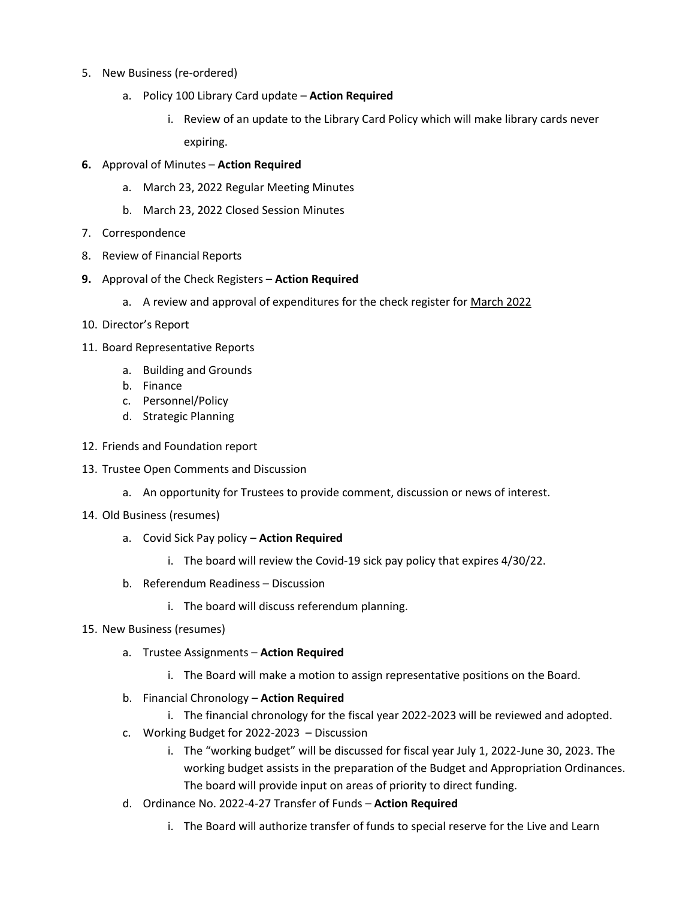5. New Business (re-ordered)
    a. Policy 100 Library Card update – **Action Required**
        i. Review of an update to the Library Card Policy which will make library cards never expiring.
6. Approval of Minutes – **Action Required**
    a. March 23, 2022 Regular Meeting Minutes
    b. March 23, 2022 Closed Session Minutes
7. Correspondence
8. Review of Financial Reports
9. Approval of the Check Registers – **Action Required**
    a. A review and approval of expenditures for the check register for March 2022
10. Director's Report
11. Board Representative Reports
    a. Building and Grounds
    b. Finance
    c. Personnel/Policy
    d. Strategic Planning
12. Friends and Foundation report
13. Trustee Open Comments and Discussion
    a. An opportunity for Trustees to provide comment, discussion or news of interest.
14. Old Business (resumes)
    a. Covid Sick Pay policy – **Action Required**
        i. The board will review the Covid-19 sick pay policy that expires 4/30/22.
    b. Referendum Readiness – Discussion
        i. The board will discuss referendum planning.
15. New Business (resumes)
    a. Trustee Assignments – **Action Required**
        i. The Board will make a motion to assign representative positions on the Board.
    b. Financial Chronology – **Action Required**
        i. The financial chronology for the fiscal year 2022-2023 will be reviewed and adopted.
    c. Working Budget for 2022-2023 – Discussion
        i. The "working budget" will be discussed for fiscal year July 1, 2022-June 30, 2023. The working budget assists in the preparation of the Budget and Appropriation Ordinances. The board will provide input on areas of priority to direct funding.
    d. Ordinance No. 2022-4-27 Transfer of Funds – **Action Required**
        i. The Board will authorize transfer of funds to special reserve for the Live and Learn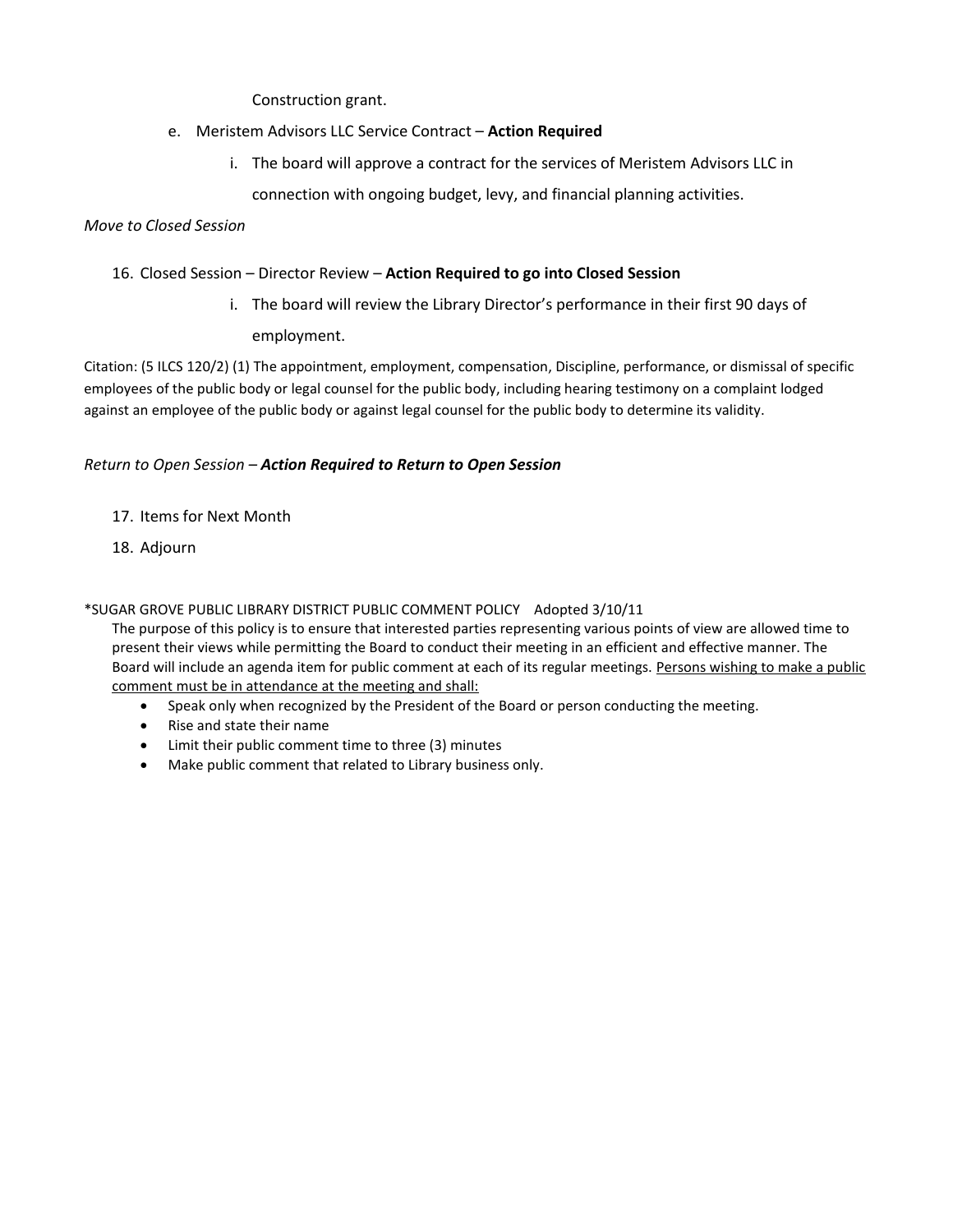Construction grant.

e. Meristem Advisors LLC Service Contract – **Action Required**

   i. The board will approve a contract for the services of Meristem Advisors LLC in connection with ongoing budget, levy, and financial planning activities.

*Move to Closed Session*

16. Closed Session – Director Review – **Action Required to go into Closed Session**

    i. The board will review the Library Director's performance in their first 90 days of employment.

Citation: (5 ILCS 120/2) (1) The appointment, employment, compensation, Discipline, performance, or dismissal of specific employees of the public body or legal counsel for the public body, including hearing testimony on a complaint lodged against an employee of the public body or against legal counsel for the public body to determine its validity.

*Return to Open Session – **Action Required to Return to Open Session***

17. Items for Next Month
18. Adjourn

*SUGAR GROVE PUBLIC LIBRARY DISTRICT PUBLIC COMMENT POLICY Adopted 3/10/11

The purpose of this policy is to ensure that interested parties representing various points of view are allowed time to present their views while permitting the Board to conduct their meeting in an efficient and effective manner. The Board will include an agenda item for public comment at each of its regular meetings. <u>Persons wishing to make a public comment must be in attendance at the meeting and shall:</u>

- Speak only when recognized by the President of the Board or person conducting the meeting.
- Rise and state their name
- Limit their public comment time to three (3) minutes
- Make public comment that related to Library business only.